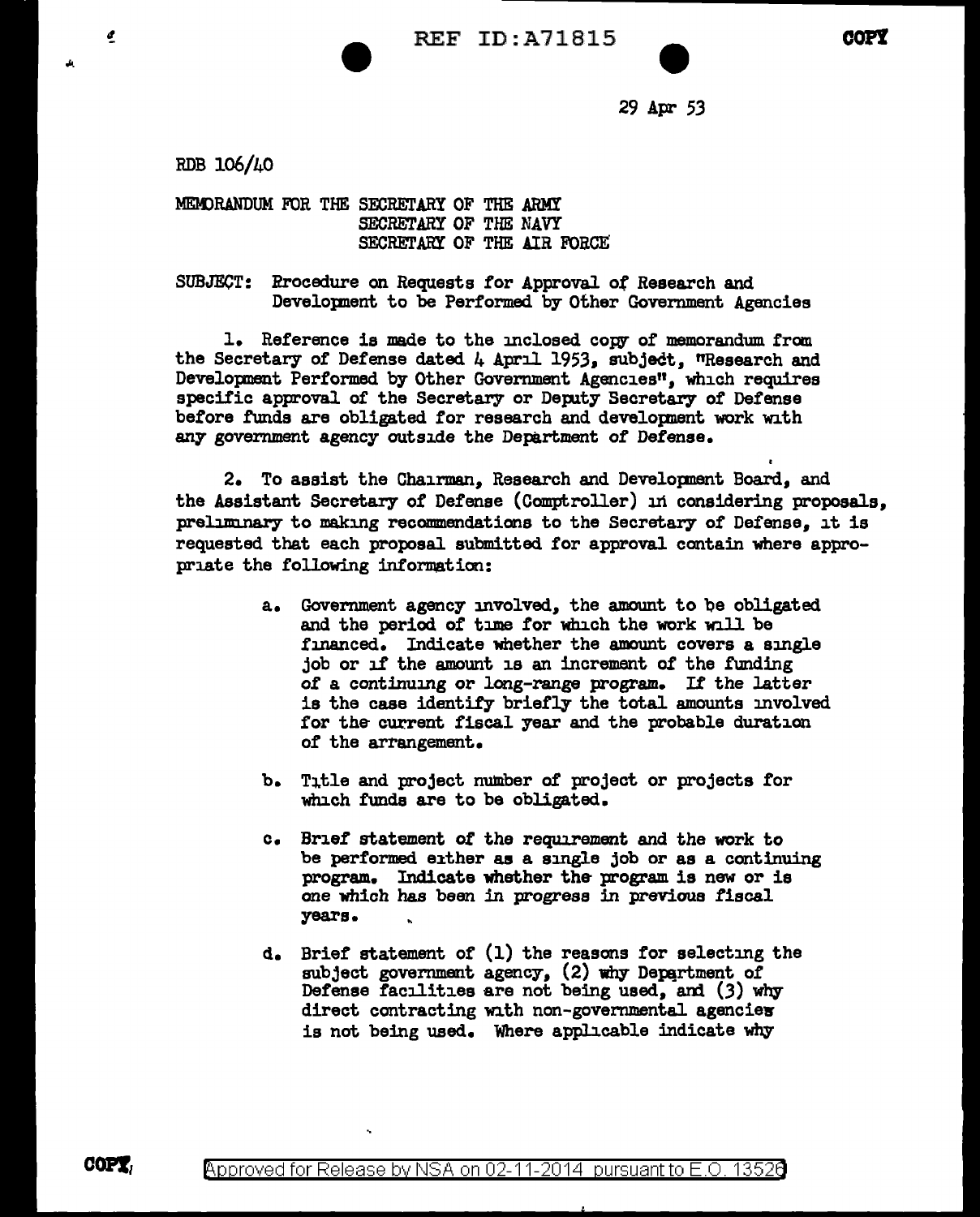29 Apr 53

RDB 106/40

MEMORANDUM FOR THE SECRETARY OF THE ARMY
SECRETARY OF THE NAVY
SECRETARY OF THE AIR FORCE

SUBJECT: Procedure on Requests for Approval of Research and Development to be Performed by Other Government Agencies

1. Reference is made to the inclosed copy of memorandum from the Secretary of Defense dated 4 April 1953, subject, "Research and Development Performed by Other Government Agencies", which requires specific approval of the Secretary or Deputy Secretary of Defense before funds are obligated for research and development work with any government agency outside the Department of Defense.

2. To assist the Chairman, Research and Development Board, and the Assistant Secretary of Defense (Comptroller) in considering proposals, preliminary to making recommendations to the Secretary of Defense, it is requested that each proposal submitted for approval contain where appropriate the following information:

a. Government agency involved, the amount to be obligated and the period of time for which the work will be financed. Indicate whether the amount covers a single job or if the amount is an increment of the funding of a continuing or long-range program. If the latter is the case identify briefly the total amounts involved for the current fiscal year and the probable duration of the arrangement.

b. Title and project number of project or projects for which funds are to be obligated.

c. Brief statement of the requirement and the work to be performed either as a single job or as a continuing program. Indicate whether the program is new or is one which has been in progress in previous fiscal years.

d. Brief statement of (1) the reasons for selecting the subject government agency, (2) why Department of Defense facilities are not being used, and (3) why direct contracting with non-governmental agencies is not being used. Where applicable indicate why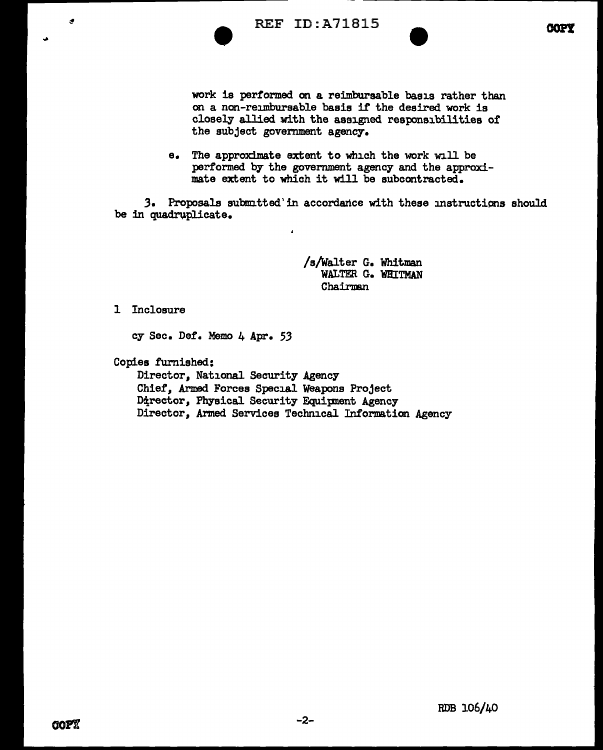work is performed on a reimbursable basis rather than on a non-reimbursable basis if the desired work is closely allied with the assigned responsibilities of the subject government agency.

e. The approximate extent to which the work will be performed by the government agency and the approximate extent to which it will be subcontracted.

3. Proposals submitted in accordance with these instructions should be in quadruplicate.

/s/Walter G. Whitman
WALTER G. WHITMAN
Chairman

1 Inclosure

cy Sec. Def. Memo 4 Apr. 53

Copies furnished:
Director, National Security Agency
Chief, Armed Forces Special Weapons Project
Director, Physical Security Equipment Agency
Director, Armed Services Technical Information Agency

RDB 106/40